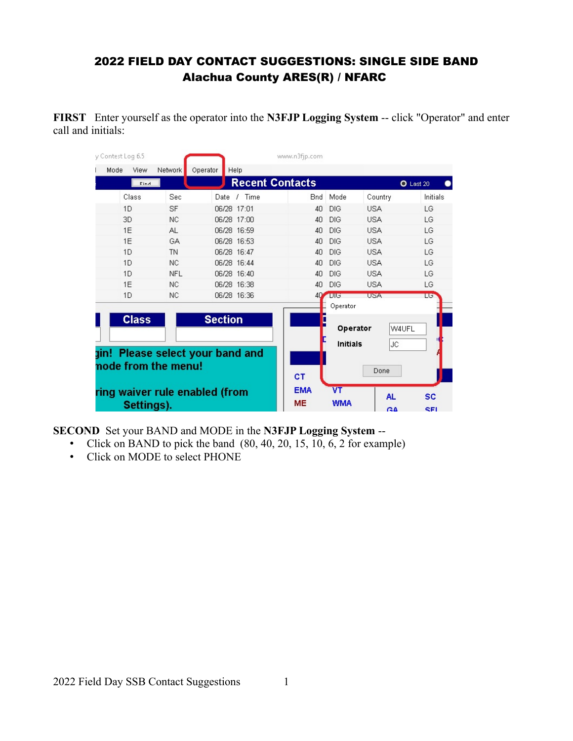# 2022 FIELD DAY CONTACT SUGGESTIONS: SINGLE SIDE BAND
## Alachua County ARES(R) / NFARC

**FIRST** Enter yourself as the operator into the **N3FJP Logging System** -- click "Operator" and enter call and initials:

**SECOND** Set your BAND and MODE in the **N3FJP Logging System** --

- Click on BAND to pick the band (80, 40, 20, 15, 10, 6, 2 for example)
- Click on MODE to select PHONE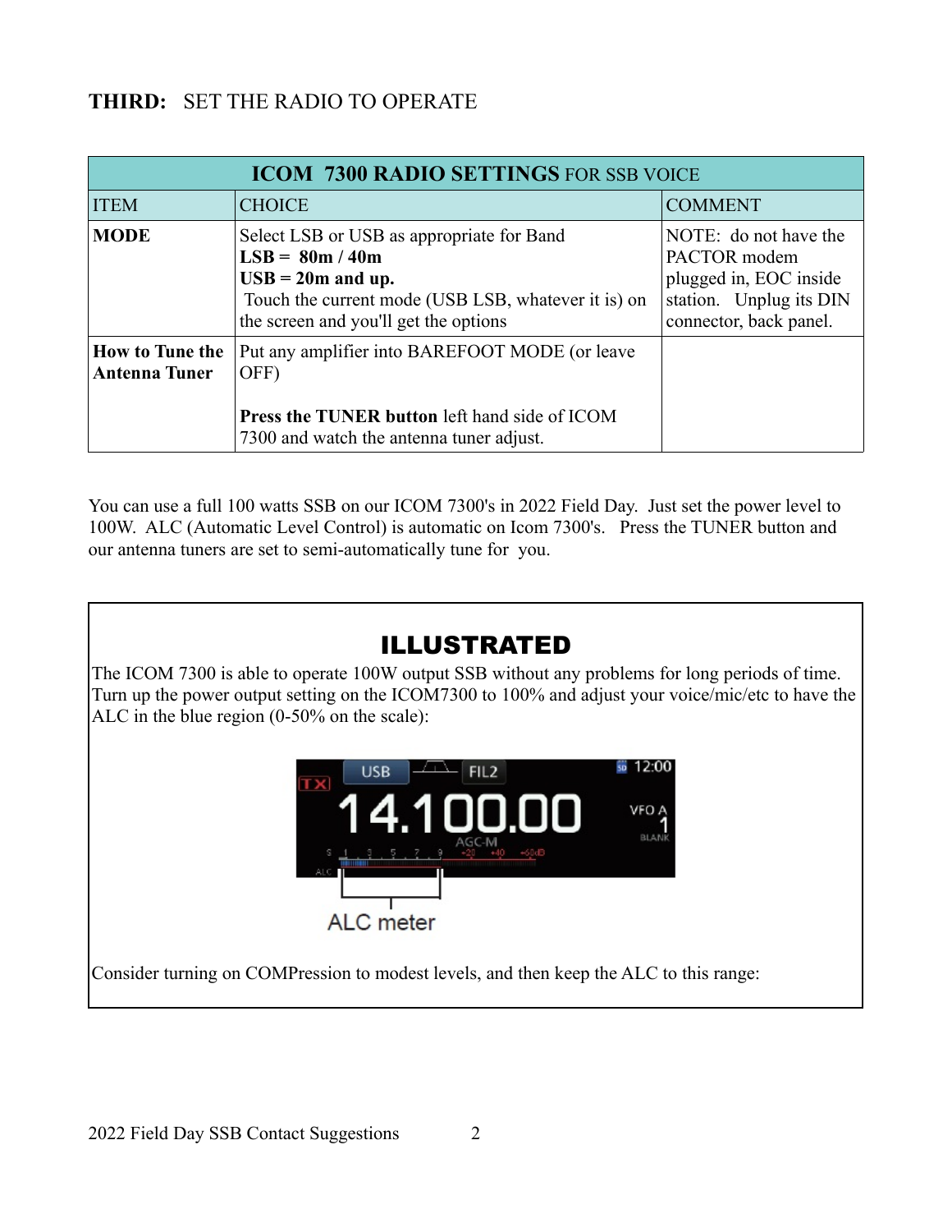**THIRD:** SET THE RADIO TO OPERATE

| **ICOM 7300 RADIO SETTINGS** FOR SSB VOICE | | |
|---|---|---|
| ITEM | CHOICE | COMMENT |
| **MODE** | Select LSB or USB as appropriate for Band<br>**LSB = 80m / 40m**<br>**USB = 20m and up.**<br>Touch the current mode (USB LSB, whatever it is) on the screen and you'll get the options | NOTE: do not have the PACTOR modem plugged in, EOC inside station. Unplug its DIN connector, back panel. |
| **How to Tune the Antenna Tuner** | Put any amplifier into BAREFOOT MODE (or leave OFF)<br><br>**Press the TUNER button** left hand side of ICOM 7300 and watch the antenna tuner adjust. | |

You can use a full 100 watts SSB on our ICOM 7300's in 2022 Field Day. Just set the power level to 100W. ALC (Automatic Level Control) is automatic on Icom 7300's. Press the TUNER button and our antenna tuners are set to semi-automatically tune for you.

## ILLUSTRATED

The ICOM 7300 is able to operate 100W output SSB without any problems for long periods of time. Turn up the power output setting on the ICOM7300 to 100% and adjust your voice/mic/etc to have the ALC in the blue region (0-50% on the scale):

ALC meter

Consider turning on COMPression to modest levels, and then keep the ALC to this range: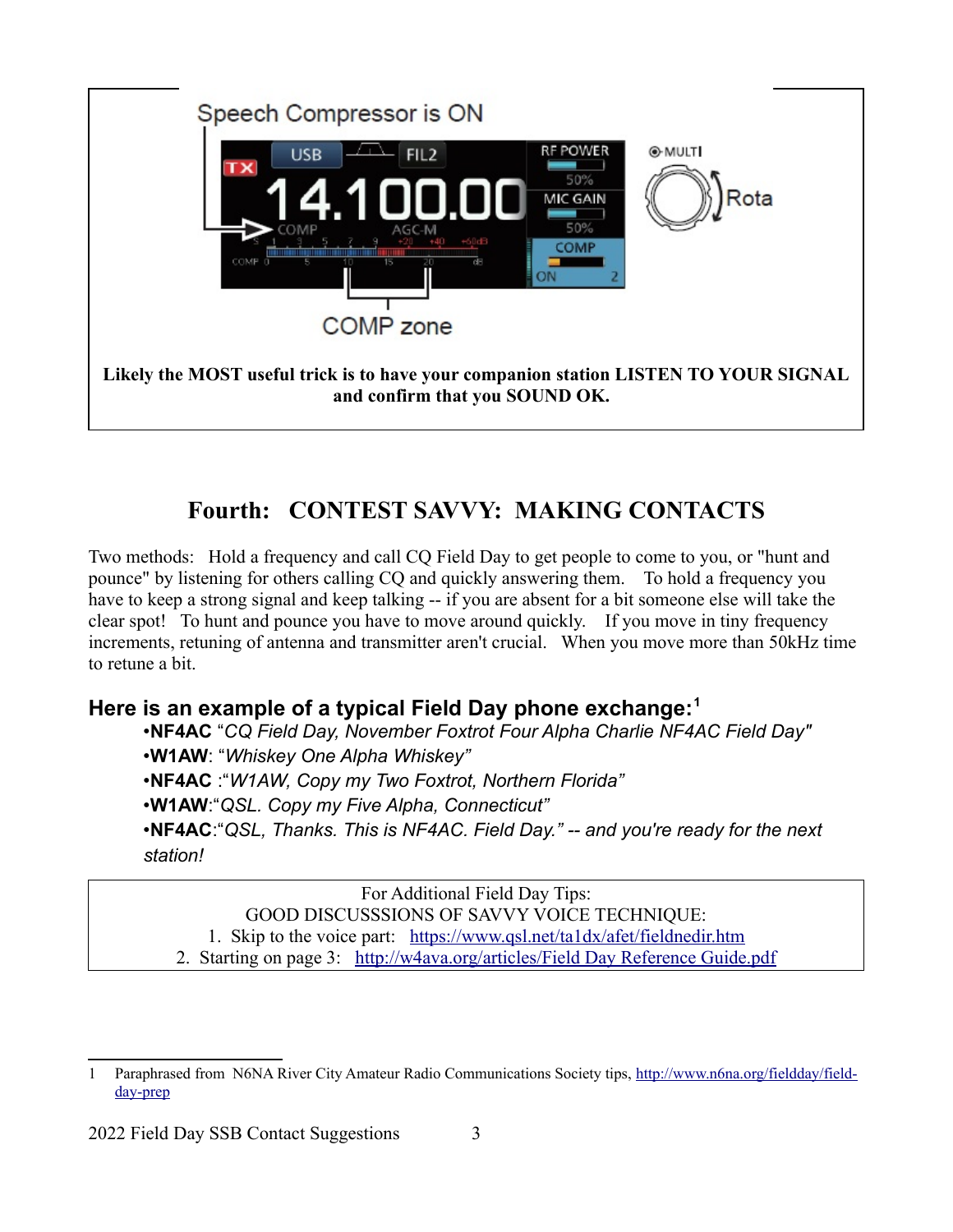Speech Compressor is ON

COMP zone

**Likely the MOST useful trick is to have your companion station LISTEN TO YOUR SIGNAL and confirm that you SOUND OK.**

## Fourth: CONTEST SAVVY: MAKING CONTACTS

Two methods: Hold a frequency and call CQ Field Day to get people to come to you, or "hunt and pounce" by listening for others calling CQ and quickly answering them. To hold a frequency you have to keep a strong signal and keep talking -- if you are absent for a bit someone else will take the clear spot! To hunt and pounce you have to move around quickly. If you move in tiny frequency increments, retuning of antenna and transmitter aren't crucial. When you move more than 50kHz time to retune a bit.

### Here is an example of a typical Field Day phone exchange:[1]

- **NF4AC** "*CQ Field Day, November Foxtrot Four Alpha Charlie NF4AC Field Day"*
- **W1AW**: "*Whiskey One Alpha Whiskey"*
- **NF4AC** :"*W1AW, Copy my Two Foxtrot, Northern Florida"*
- **W1AW**:"*QSL. Copy my Five Alpha, Connecticut"*
- **NF4AC**:"*QSL, Thanks. This is NF4AC. Field Day." -- and you're ready for the next station!*

For Additional Field Day Tips:
GOOD DISCUSSSIONS OF SAVVY VOICE TECHNIQUE:

1. Skip to the voice part: https://www.qsl.net/ta1dx/afet/fieldnedir.htm
2. Starting on page 3: http://w4ava.org/articles/Field Day Reference Guide.pdf

---

1 Paraphrased from N6NA River City Amateur Radio Communications Society tips, http://www.n6na.org/fieldday/field-day-prep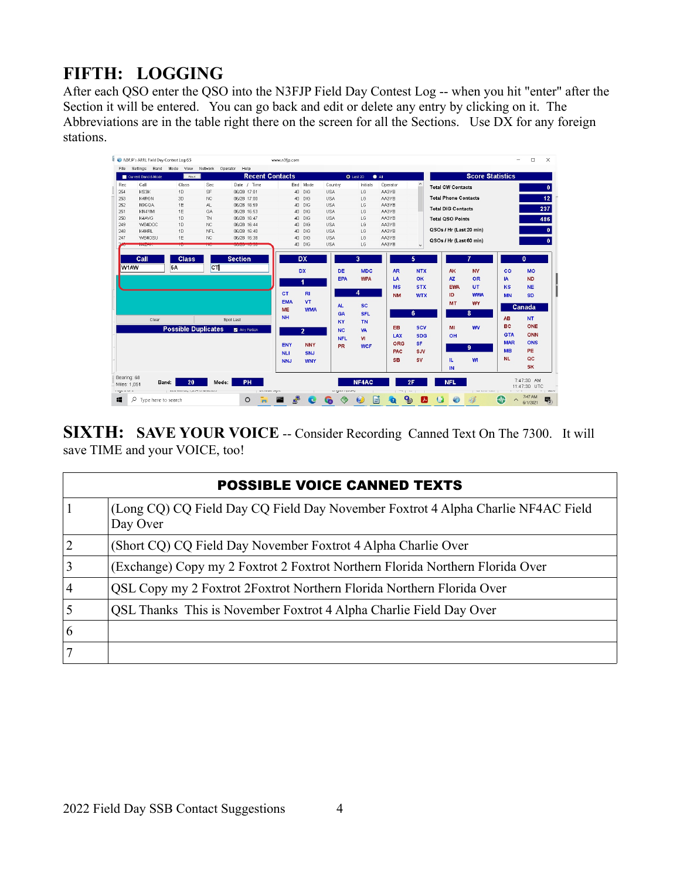## FIFTH: LOGGING

After each QSO enter the QSO into the N3FJP Field Day Contest Log -- when you hit "enter" after the Section it will be entered. You can go back and edit or delete any entry by clicking on it. The Abbreviations are in the table right there on the screen for all the Sections. Use DX for any foreign stations.

## SIXTH: SAVE YOUR VOICE

-- Consider Recording Canned Text On The 7300. It will save TIME and your VOICE, too!

| POSSIBLE VOICE CANNED TEXTS | |
|---|---|
| 1 | (Long CQ) CQ Field Day CQ Field Day November Foxtrot 4 Alpha Charlie NF4AC Field Day Over |
| 2 | (Short CQ) CQ Field Day November Foxtrot 4 Alpha Charlie Over |
| 3 | (Exchange) Copy my 2 Foxtrot 2 Foxtrot Northern Florida Northern Florida Over |
| 4 | QSL Copy my 2 Foxtrot 2Foxtrot Northern Florida Northern Florida Over |
| 5 | QSL Thanks This is November Foxtrot 4 Alpha Charlie Field Day Over |
| 6 | |
| 7 | |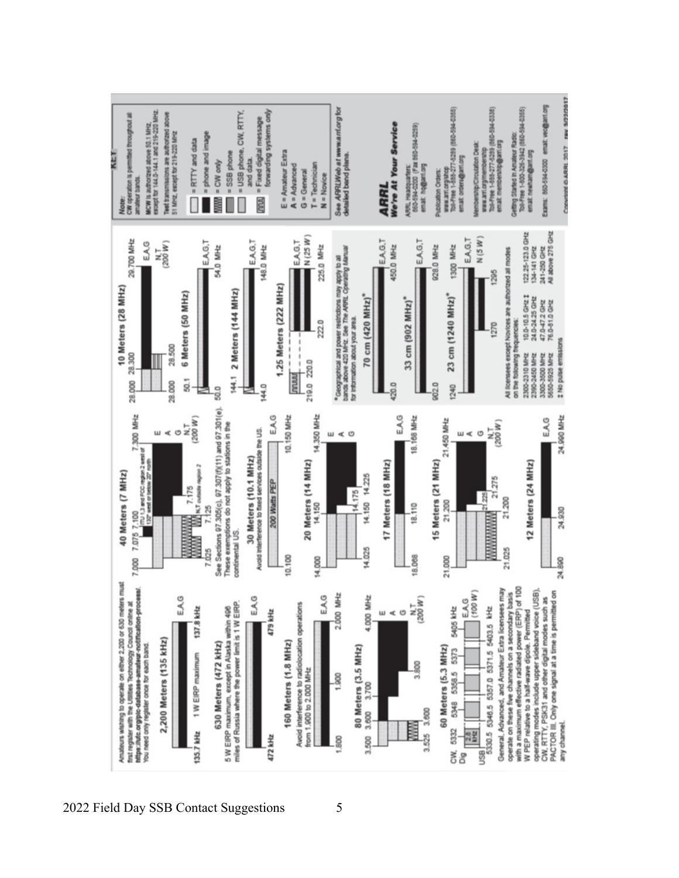Amateurs wishing to operate on either 2,200 or 630 meters must first register with the Utilities Technology Council online at https://utc.org/plc-database-amateur-notification-process/. You need only register once for each band.

**2,200 Meters (135 kHz)**

135.7 kHz — 1 W EIRP maximum — 137.8 kHz

E,A,G

**630 Meters (472 kHz)**

5 W EIRP maximum, except in Alaska within 496 miles of Russia where the power limit is 1 W EIRP.

472 kHz — 479 kHz

E,A,G

**160 Meters (1.8 MHz)**

Avoid interference to radiolocation operations from 1.900 to 2.000 MHz

1.800 — 1.900 — 2.000 MHz

E,A,G

**80 Meters (3.5 MHz)**

3.500 3.600 3.700 — 4.000 MHz

3.525 3.600 — 3.800

E
A
G
N,T (200 W)

**60 Meters (5.3 MHz)**

CW, Dig — 5332 5348 5358.5 5373 5405 kHz

2.8 kHz

USB — 5330.5 5346.5 5357.0 5371.5 5403.5 kHz

E,A,G (100 W)

General, Advanced, and Amateur Extra licensees may operate on these five channels on a secondary basis with a maximum effective radiated power (ERP) of 100 W PEP relative to a half-wave dipole. Permitted operating modes include upper sideband voice (USB), CW, RTTY, PSK31 and other digital modes such as PACTOR III. Only one signal at a time is permitted on any channel.

**40 Meters (7 MHz)**

7.000 7.075 7.100 — 7.300 MHz

ITU 1,3 and FCC region 2 west of 130° west or below 20° north

7.025 7.125 7.175

N,T outside region 2

E
A
G
N,T (200 W)

See Sections 97.305(c), 97.307(f)(11) and 97.301(e). These exemptions do not apply to stations in the continental US.

**30 Meters (10.1 MHz)**

Avoid interference to fixed services outside the US.

10.100 — 200 Watts PEP — 10.150 MHz

E,A,G

**20 Meters (14 MHz)**

14.000 14.150 — 14.350 MHz

14.025 14.150 14.175 14.225

E
A
G

**17 Meters (18 MHz)**

18.068 18.110 — 18.168 MHz

E,A,G

**15 Meters (21 MHz)**

21.000 21.200 — 21.450 MHz

21.025 21.200 21.225 21.275

E
A
G
N,T (200 W)

**12 Meters (24 MHz)**

24.890 24.930 — 24.990 MHz

E,A,G

**10 Meters (28 MHz)**

28.000 28.300 — 29.700 MHz

28.500

E,A,G
N,T (200 W)

**6 Meters (50 MHz)**

50.0 50.1 — 54.0 MHz

E,A,G,T

**2 Meters (144 MHz)**

144.0 144.1 — 148.0 MHz

E,A,G,T

**1.25 Meters (222 MHz)**

219.0 220.0 222.0 — 225.0 MHz

E,A,G,T
N (25 W)

*Geographical and power restrictions may apply to all bands above 420 MHz. See *The ARRL Operating Manual* for information about your area.

**70 cm (420 MHz)***

420.0 — 450.0 MHz

E,A,G,T

**33 cm (902 MHz)***

902.0 — 928.0 MHz

E,A,G,T

**23 cm (1240 MHz)***

1240 1270 1295 — 1300 MHz

E,A,G,T
N (5 W)

All licensees except Novices are authorized all modes on the following frequencies:

2300-2310 MHz
2390-2450 MHz
3300-3500 MHz
5650-5925 MHz
10.0-10.5 GHz ‡
24.0-24.25 GHz
47.0-47.2 GHz
76.0-81.0 GHz
122.25-123.0 GHz
134-141 GHz
241-250 GHz
All above 275 GHz

‡ No pulse emissions

**KEY**

*Note:*

CW operation is permitted throughout all amateur bands.

MCW is authorized above 50.1 MHz, except for 144.0-144.1 and 219-220 MHz.

Test transmissions are authorized above 51 MHz, except for 219-220 MHz

= RTTY and data
= phone and image
= CW only
= SSB phone
= USB phone, CW, RTTY, and data.
= Fixed digital message forwarding systems only

E = Amateur Extra
A = Advanced
G = General
T = Technician
N = Novice

See *ARRLWeb* at *www.arrl.org* for detailed band plans.

**ARRL**
***We're At Your Service***

ARRL Headquarters:
860-594-0200 (Fax 860-594-0259)
email: hq@arrl.org

Publication Orders:
www.arrl.org/shop
Toll-Free 1-888-277-5289 (860-594-0355)
email: orders@arrl.org

Membership/Circulation Desk:
www.arrl.org/membership
Toll-Free 1-888-277-5289 (860-594-0338)
email: membership@arrl.org

Getting Started in Amateur Radio:
Toll-Free 1-800-326-3942 (860-594-0355)
email: newham@arrl.org

Exams: 860-594-0300 email: vec@arrl.org

Copyright © ARRL 2017 rev. 3/22/2017